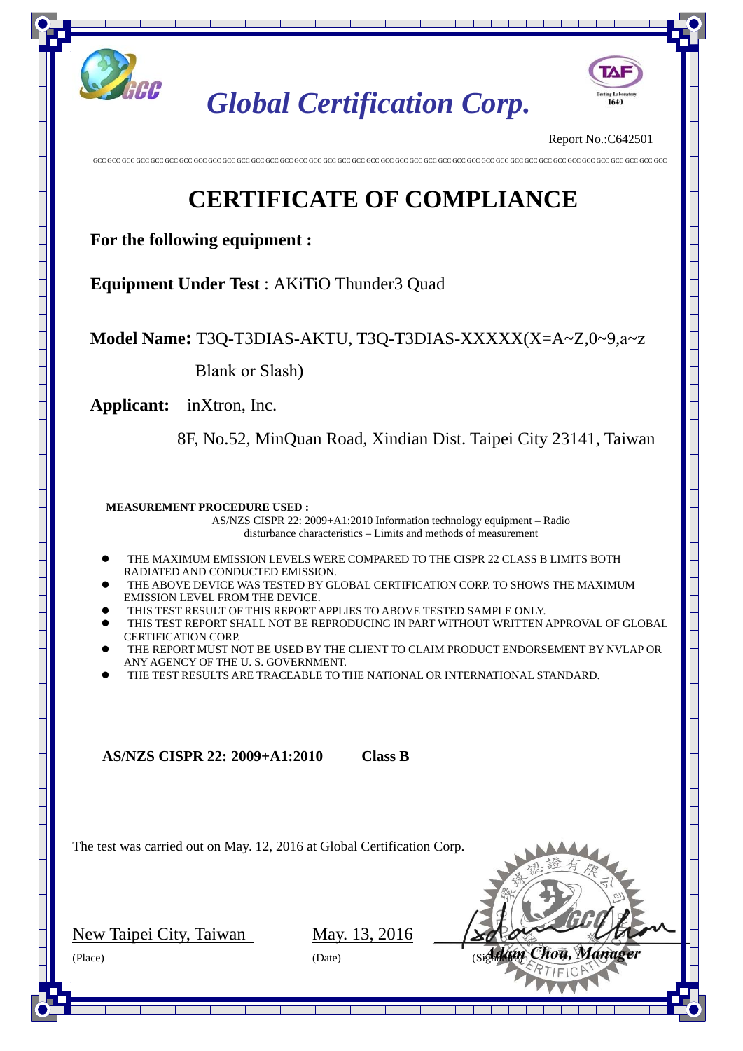# Global Certification Corp.

Testing Laboratory 1640

Report No.:C642501

## CERTIFICATE OF COMPLIANCE

**For the following equipment :**

**Equipment Under Test** : AKiTiO Thunder3 Quad

**Model Name:** T3Q-T3DIAS-AKTU, T3Q-T3DIAS-XXXXX(X=A~Z,0~9,a~z Blank or Slash)

**Applicant:** inXtron, Inc.

8F, No.52, MinQuan Road, Xindian Dist. Taipei City 23141, Taiwan

**MEASUREMENT PROCEDURE USED :**

AS/NZS CISPR 22: 2009+A1:2010 Information technology equipment – Radio disturbance characteristics – Limits and methods of measurement

- THE MAXIMUM EMISSION LEVELS WERE COMPARED TO THE CISPR 22 CLASS B LIMITS BOTH RADIATED AND CONDUCTED EMISSION.
- THE ABOVE DEVICE WAS TESTED BY GLOBAL CERTIFICATION CORP. TO SHOWS THE MAXIMUM EMISSION LEVEL FROM THE DEVICE.
- THIS TEST RESULT OF THIS REPORT APPLIES TO ABOVE TESTED SAMPLE ONLY.
- THIS TEST REPORT SHALL NOT BE REPRODUCING IN PART WITHOUT WRITTEN APPROVAL OF GLOBAL CERTIFICATION CORP.
- THE REPORT MUST NOT BE USED BY THE CLIENT TO CLAIM PRODUCT ENDORSEMENT BY NVLAP OR ANY AGENCY OF THE U. S. GOVERNMENT.
- THE TEST RESULTS ARE TRACEABLE TO THE NATIONAL OR INTERNATIONAL STANDARD.

**AS/NZS CISPR 22: 2009+A1:2010 Class B**

The test was carried out on May. 12, 2016 at Global Certification Corp.

| New Taipei City, Taiwan | May. 13, 2016 | *Adam Chou, Manager* |
|---|---|---|
| (Place) | (Date) | (Signature) |